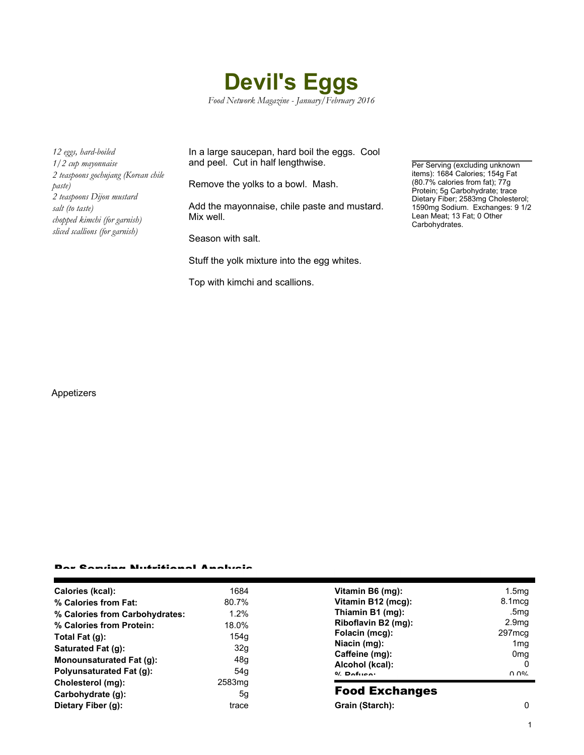# Devil's Eggs

*Food Network Magazine - January/February 2016*

*12 eggs, hard-boiled*
*1/2 cup mayonnaise*
*2 teaspoons gochujang (Korean chile paste)*
*2 teaspoons Dijon mustard*
*salt (to taste)*
*chopped kimchi (for garnish)*
*sliced scallions (for garnish)*

In a large saucepan, hard boil the eggs. Cool and peel. Cut in half lengthwise.

Remove the yolks to a bowl. Mash.

Add the mayonnaise, chile paste and mustard. Mix well.

Season with salt.

Stuff the yolk mixture into the egg whites.

Top with kimchi and scallions.

Per Serving (excluding unknown items): 1684 Calories; 154g Fat (80.7% calories from fat); 77g Protein; 5g Carbohydrate; trace Dietary Fiber; 2583mg Cholesterol; 1590mg Sodium. Exchanges: 9 1/2 Lean Meat; 13 Fat; 0 Other Carbohydrates.

Appetizers

## Per Serving Nutritional Analysis

| | | | |
|---|---|---|---|
| **Calories (kcal):** | 1684 | **Vitamin B6 (mg):** | 1.5mg |
| **% Calories from Fat:** | 80.7% | **Vitamin B12 (mcg):** | 8.1mcg |
| **% Calories from Carbohydrates:** | 1.2% | **Thiamin B1 (mg):** | .5mg |
| **% Calories from Protein:** | 18.0% | **Riboflavin B2 (mg):** | 2.9mg |
| **Total Fat (g):** | 154g | **Folacin (mcg):** | 297mcg |
| **Saturated Fat (g):** | 32g | **Niacin (mg):** | 1mg |
| **Monounsaturated Fat (g):** | 48g | **Caffeine (mg):** | 0mg |
| **Polyunsaturated Fat (g):** | 54g | **Alcohol (kcal):** | 0 |
| **Cholesterol (mg):** | 2583mg | **% Refuse:** | 0.0% |
| **Carbohydrate (g):** | 5g | | |
| **Dietary Fiber (g):** | trace | | |

## Food Exchanges

| | |
|---|---|
| **Grain (Starch):** | 0 |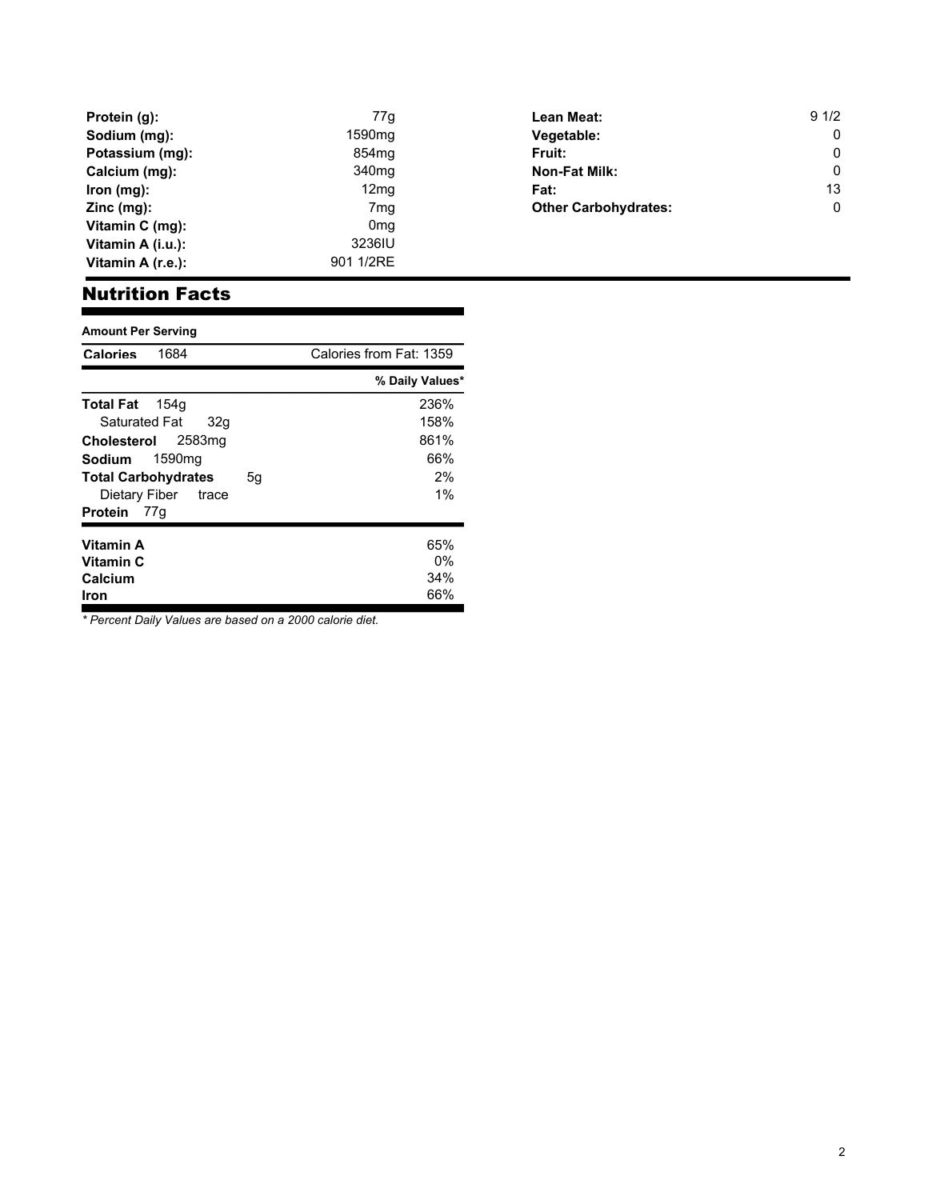| | |
|---|---|
| **Protein (g):** | 77g |
| **Sodium (mg):** | 1590mg |
| **Potassium (mg):** | 854mg |
| **Calcium (mg):** | 340mg |
| **Iron (mg):** | 12mg |
| **Zinc (mg):** | 7mg |
| **Vitamin C (mg):** | 0mg |
| **Vitamin A (i.u.):** | 3236IU |
| **Vitamin A (r.e.):** | 901 1/2RE |

| | |
|---|---|
| **Lean Meat:** | 9 1/2 |
| **Vegetable:** | 0 |
| **Fruit:** | 0 |
| **Non-Fat Milk:** | 0 |
| **Fat:** | 13 |
| **Other Carbohydrates:** | 0 |

## Nutrition Facts

**Amount Per Serving**

| | |
|---|---|
| **Calories** 1684 | Calories from Fat: 1359 |
| | **% Daily Values*** |
| **Total Fat** 154g | 236% |
| Saturated Fat 32g | 158% |
| **Cholesterol** 2583mg | 861% |
| **Sodium** 1590mg | 66% |
| **Total Carbohydrates** 5g | 2% |
| Dietary Fiber trace | 1% |
| **Protein** 77g | |
| **Vitamin A** | 65% |
| **Vitamin C** | 0% |
| **Calcium** | 34% |
| **Iron** | 66% |

*\* Percent Daily Values are based on a 2000 calorie diet.*